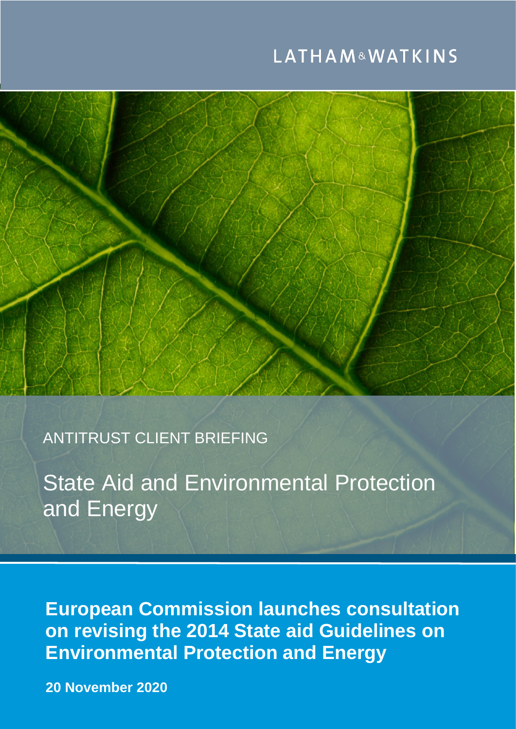LATHAM&WATKINS

ANTITRUST CLIENT BRIEFING

# State Aid and Environmental Protection and Energy

## European Commission launches consultation on revising the 2014 State aid Guidelines on Environmental Protection and Energy

**20 November 2020**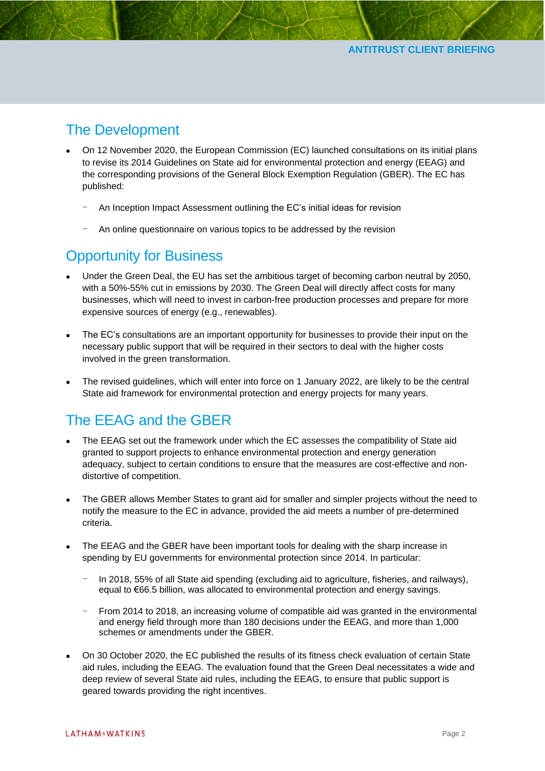## The Development

- On 12 November 2020, the European Commission (EC) launched consultations on its initial plans to revise its 2014 Guidelines on State aid for environmental protection and energy (EEAG) and the corresponding provisions of the General Block Exemption Regulation (GBER). The EC has published:
  - An Inception Impact Assessment outlining the EC's initial ideas for revision
  - An online questionnaire on various topics to be addressed by the revision

## Opportunity for Business

- Under the Green Deal, the EU has set the ambitious target of becoming carbon neutral by 2050, with a 50%-55% cut in emissions by 2030. The Green Deal will directly affect costs for many businesses, which will need to invest in carbon-free production processes and prepare for more expensive sources of energy (e.g., renewables).
- The EC's consultations are an important opportunity for businesses to provide their input on the necessary public support that will be required in their sectors to deal with the higher costs involved in the green transformation.
- The revised guidelines, which will enter into force on 1 January 2022, are likely to be the central State aid framework for environmental protection and energy projects for many years.

## The EEAG and the GBER

- The EEAG set out the framework under which the EC assesses the compatibility of State aid granted to support projects to enhance environmental protection and energy generation adequacy, subject to certain conditions to ensure that the measures are cost-effective and non-distortive of competition.
- The GBER allows Member States to grant aid for smaller and simpler projects without the need to notify the measure to the EC in advance, provided the aid meets a number of pre-determined criteria.
- The EEAG and the GBER have been important tools for dealing with the sharp increase in spending by EU governments for environmental protection since 2014. In particular:
  - In 2018, 55% of all State aid spending (excluding aid to agriculture, fisheries, and railways), equal to €66.5 billion, was allocated to environmental protection and energy savings.
  - From 2014 to 2018, an increasing volume of compatible aid was granted in the environmental and energy field through more than 180 decisions under the EEAG, and more than 1,000 schemes or amendments under the GBER.
- On 30 October 2020, the EC published the results of its fitness check evaluation of certain State aid rules, including the EEAG. The evaluation found that the Green Deal necessitates a wide and deep review of several State aid rules, including the EEAG, to ensure that public support is geared towards providing the right incentives.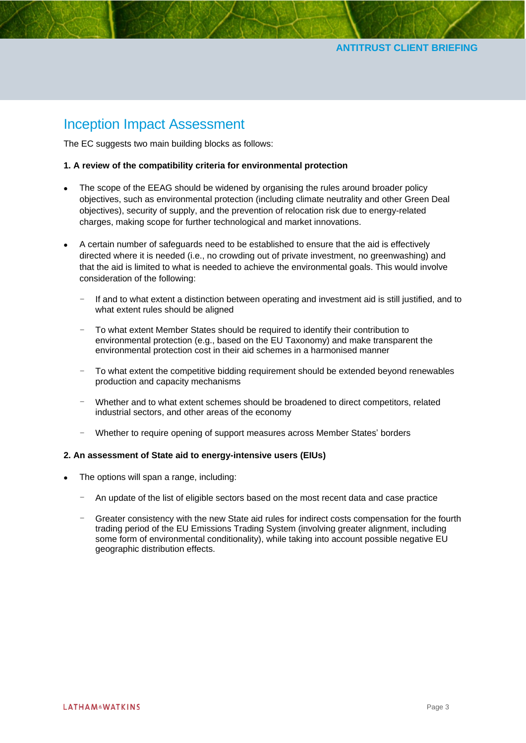## Inception Impact Assessment

The EC suggests two main building blocks as follows:

**1. A review of the compatibility criteria for environmental protection**

- The scope of the EEAG should be widened by organising the rules around broader policy objectives, such as environmental protection (including climate neutrality and other Green Deal objectives), security of supply, and the prevention of relocation risk due to energy-related charges, making scope for further technological and market innovations.
- A certain number of safeguards need to be established to ensure that the aid is effectively directed where it is needed (i.e., no crowding out of private investment, no greenwashing) and that the aid is limited to what is needed to achieve the environmental goals. This would involve consideration of the following:
  - If and to what extent a distinction between operating and investment aid is still justified, and to what extent rules should be aligned
  - To what extent Member States should be required to identify their contribution to environmental protection (e.g., based on the EU Taxonomy) and make transparent the environmental protection cost in their aid schemes in a harmonised manner
  - To what extent the competitive bidding requirement should be extended beyond renewables production and capacity mechanisms
  - Whether and to what extent schemes should be broadened to direct competitors, related industrial sectors, and other areas of the economy
  - Whether to require opening of support measures across Member States' borders

**2. An assessment of State aid to energy-intensive users (EIUs)**

- The options will span a range, including:
  - An update of the list of eligible sectors based on the most recent data and case practice
  - Greater consistency with the new State aid rules for indirect costs compensation for the fourth trading period of the EU Emissions Trading System (involving greater alignment, including some form of environmental conditionality), while taking into account possible negative EU geographic distribution effects.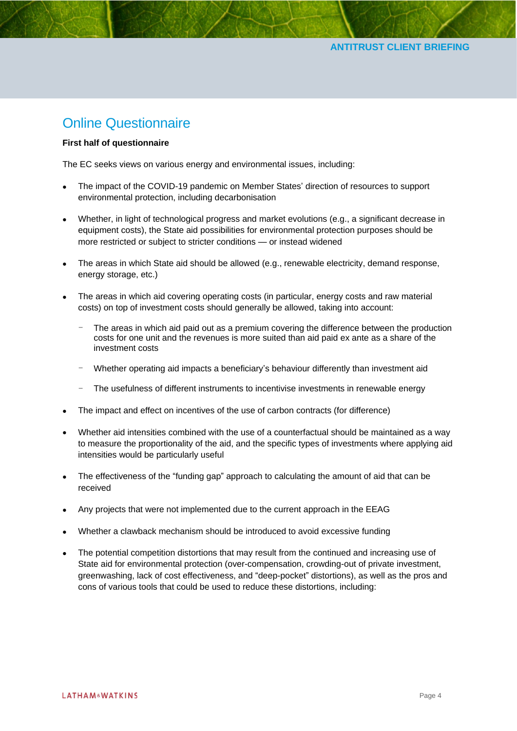## Online Questionnaire

**First half of questionnaire**

The EC seeks views on various energy and environmental issues, including:

- The impact of the COVID-19 pandemic on Member States' direction of resources to support environmental protection, including decarbonisation
- Whether, in light of technological progress and market evolutions (e.g., a significant decrease in equipment costs), the State aid possibilities for environmental protection purposes should be more restricted or subject to stricter conditions — or instead widened
- The areas in which State aid should be allowed (e.g., renewable electricity, demand response, energy storage, etc.)
- The areas in which aid covering operating costs (in particular, energy costs and raw material costs) on top of investment costs should generally be allowed, taking into account:
  - The areas in which aid paid out as a premium covering the difference between the production costs for one unit and the revenues is more suited than aid paid ex ante as a share of the investment costs
  - Whether operating aid impacts a beneficiary's behaviour differently than investment aid
  - The usefulness of different instruments to incentivise investments in renewable energy
- The impact and effect on incentives of the use of carbon contracts (for difference)
- Whether aid intensities combined with the use of a counterfactual should be maintained as a way to measure the proportionality of the aid, and the specific types of investments where applying aid intensities would be particularly useful
- The effectiveness of the "funding gap" approach to calculating the amount of aid that can be received
- Any projects that were not implemented due to the current approach in the EEAG
- Whether a clawback mechanism should be introduced to avoid excessive funding
- The potential competition distortions that may result from the continued and increasing use of State aid for environmental protection (over-compensation, crowding-out of private investment, greenwashing, lack of cost effectiveness, and "deep-pocket" distortions), as well as the pros and cons of various tools that could be used to reduce these distortions, including: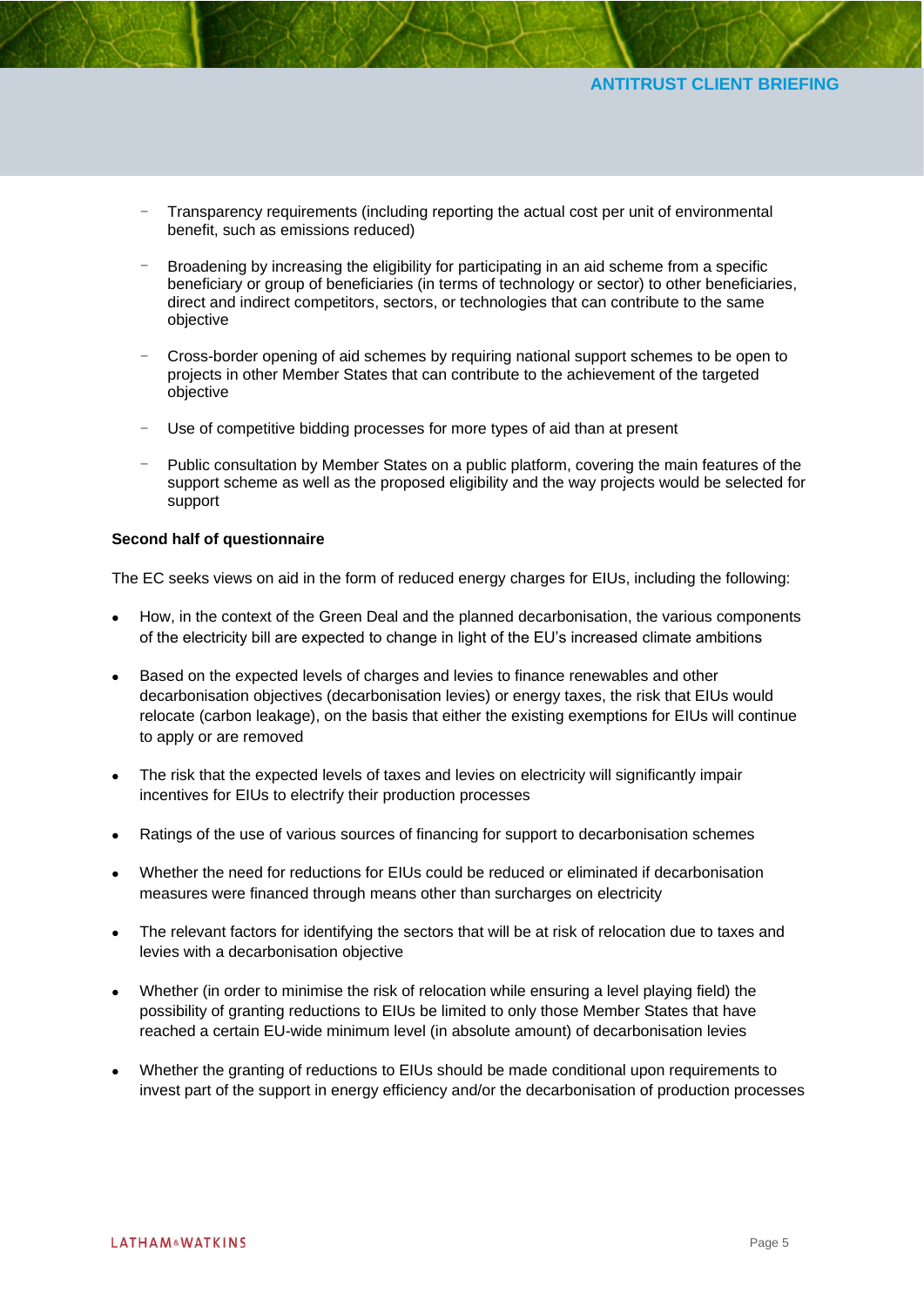- Transparency requirements (including reporting the actual cost per unit of environmental benefit, such as emissions reduced)
- Broadening by increasing the eligibility for participating in an aid scheme from a specific beneficiary or group of beneficiaries (in terms of technology or sector) to other beneficiaries, direct and indirect competitors, sectors, or technologies that can contribute to the same objective
- Cross-border opening of aid schemes by requiring national support schemes to be open to projects in other Member States that can contribute to the achievement of the targeted objective
- Use of competitive bidding processes for more types of aid than at present
- Public consultation by Member States on a public platform, covering the main features of the support scheme as well as the proposed eligibility and the way projects would be selected for support

**Second half of questionnaire**

The EC seeks views on aid in the form of reduced energy charges for EIUs, including the following:

- How, in the context of the Green Deal and the planned decarbonisation, the various components of the electricity bill are expected to change in light of the EU's increased climate ambitions
- Based on the expected levels of charges and levies to finance renewables and other decarbonisation objectives (decarbonisation levies) or energy taxes, the risk that EIUs would relocate (carbon leakage), on the basis that either the existing exemptions for EIUs will continue to apply or are removed
- The risk that the expected levels of taxes and levies on electricity will significantly impair incentives for EIUs to electrify their production processes
- Ratings of the use of various sources of financing for support to decarbonisation schemes
- Whether the need for reductions for EIUs could be reduced or eliminated if decarbonisation measures were financed through means other than surcharges on electricity
- The relevant factors for identifying the sectors that will be at risk of relocation due to taxes and levies with a decarbonisation objective
- Whether (in order to minimise the risk of relocation while ensuring a level playing field) the possibility of granting reductions to EIUs be limited to only those Member States that have reached a certain EU-wide minimum level (in absolute amount) of decarbonisation levies
- Whether the granting of reductions to EIUs should be made conditional upon requirements to invest part of the support in energy efficiency and/or the decarbonisation of production processes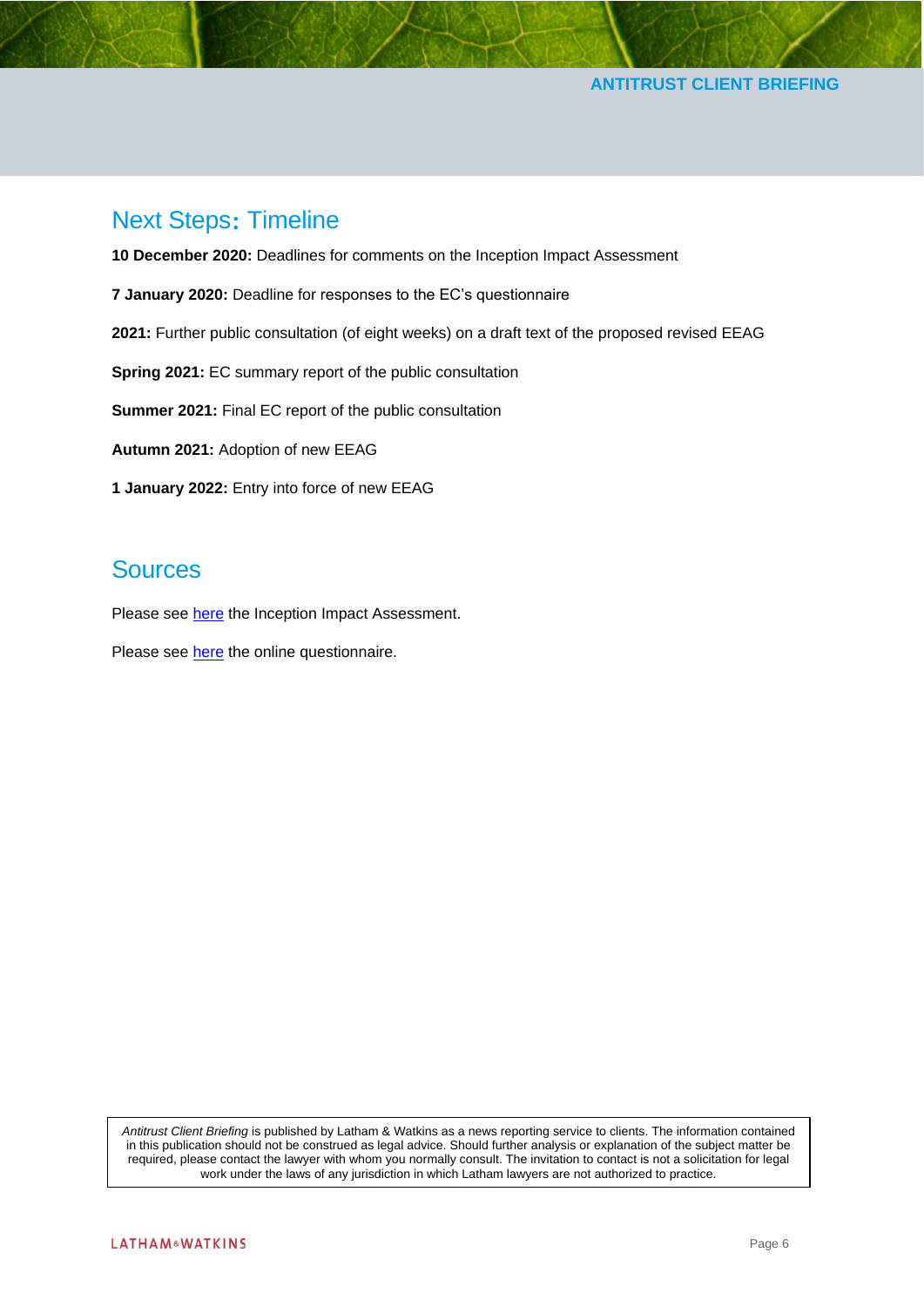## Next Steps**:** Timeline

**10 December 2020:** Deadlines for comments on the Inception Impact Assessment

**7 January 2020:** Deadline for responses to the EC's questionnaire

**2021:** Further public consultation (of eight weeks) on a draft text of the proposed revised EEAG

**Spring 2021:** EC summary report of the public consultation

**Summer 2021:** Final EC report of the public consultation

**Autumn 2021:** Adoption of new EEAG

**1 January 2022:** Entry into force of new EEAG

## Sources

Please see here the Inception Impact Assessment.

Please see here the online questionnaire.

*Antitrust Client Briefing* is published by Latham & Watkins as a news reporting service to clients. The information contained in this publication should not be construed as legal advice. Should further analysis or explanation of the subject matter be required, please contact the lawyer with whom you normally consult. The invitation to contact is not a solicitation for legal work under the laws of any jurisdiction in which Latham lawyers are not authorized to practice.